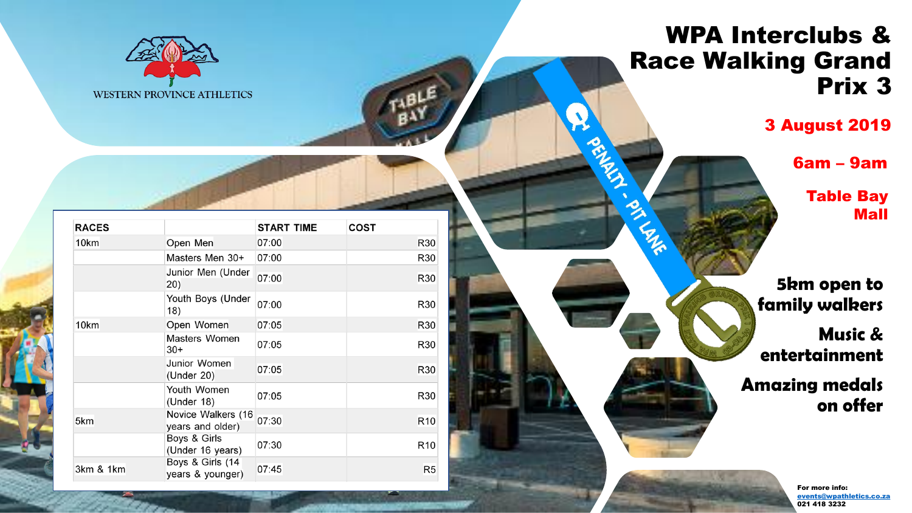WESTERN PROVINCE ATHLETICS

# WPA Interclubs & Race Walking Grand Prix 3

**3 August 2019**

**6am – 9am**

**Table Bay Mall**

| RACES | | START TIME | COST |
|---|---|---|---|
| 10km | Open Men | 07:00 | R30 |
| | Masters Men 30+ | 07:00 | R30 |
| | Junior Men (Under 20) | 07:00 | R30 |
| | Youth Boys (Under 18) | 07:00 | R30 |
| 10km | Open Women | 07:05 | R30 |
| | Masters Women 30+ | 07:05 | R30 |
| | Junior Women (Under 20) | 07:05 | R30 |
| | Youth Women (Under 18) | 07:05 | R30 |
| 5km | Novice Walkers (16 years and older) | 07:30 | R10 |
| | Boys & Girls (Under 16 years) | 07:30 | R10 |
| 3km & 1km | Boys & Girls (14 years & younger) | 07:45 | R5 |

**5km open to family walkers**

**Music & entertainment**

**Amazing medals on offer**

**For more info:**
events@wpathletics.co.za
021 418 3232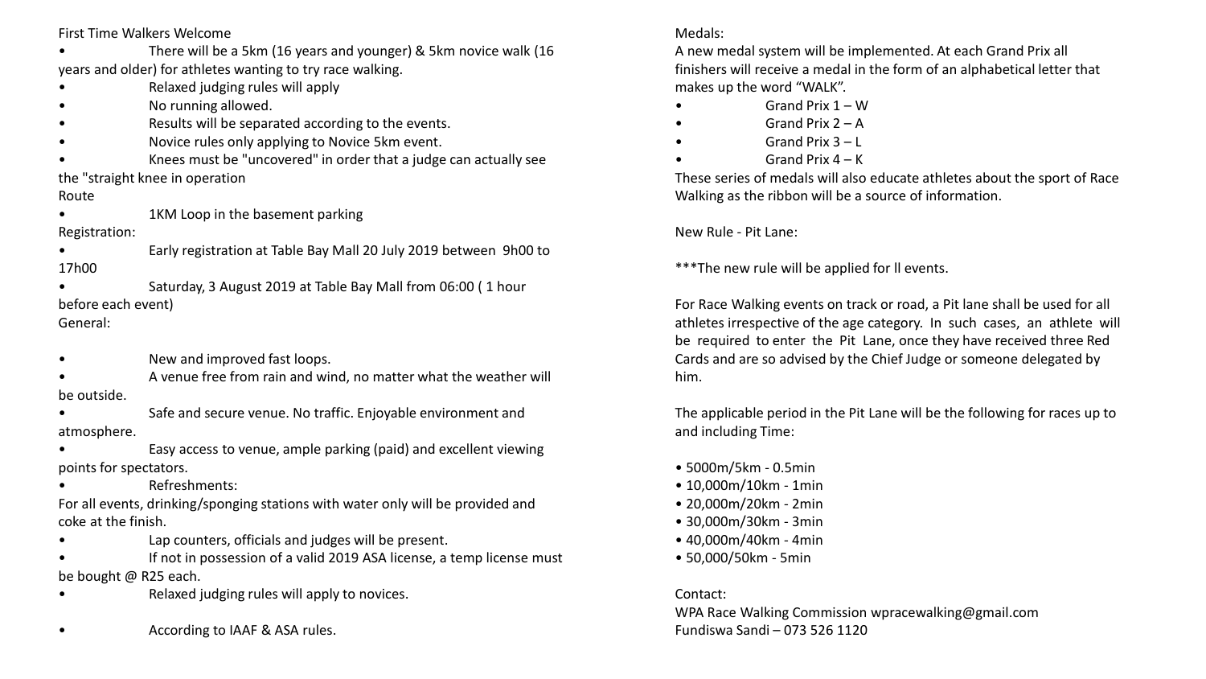First Time Walkers Welcome

- There will be a 5km (16 years and younger) & 5km novice walk (16 years and older) for athletes wanting to try race walking.
- Relaxed judging rules will apply
- No running allowed.
- Results will be separated according to the events.
- Novice rules only applying to Novice 5km event.
- Knees must be "uncovered" in order that a judge can actually see the "straight knee in operation

Route

- 1KM Loop in the basement parking

Registration:

- Early registration at Table Bay Mall 20 July 2019 between 9h00 to 17h00
- Saturday, 3 August 2019 at Table Bay Mall from 06:00 ( 1 hour before each event)

General:

- New and improved fast loops.
- A venue free from rain and wind, no matter what the weather will be outside.
- Safe and secure venue. No traffic. Enjoyable environment and atmosphere.
- Easy access to venue, ample parking (paid) and excellent viewing points for spectators.
- Refreshments:

For all events, drinking/sponging stations with water only will be provided and coke at the finish.

- Lap counters, officials and judges will be present.
- If not in possession of a valid 2019 ASA license, a temp license must be bought @ R25 each.
- Relaxed judging rules will apply to novices.
- According to IAAF & ASA rules.

Medals:

A new medal system will be implemented. At each Grand Prix all finishers will receive a medal in the form of an alphabetical letter that makes up the word "WALK".

- Grand Prix 1 – W
- Grand Prix 2 – A
- Grand Prix 3 – L
- Grand Prix 4 – K

These series of medals will also educate athletes about the sport of Race Walking as the ribbon will be a source of information.

New Rule - Pit Lane:

***The new rule will be applied for ll events.

For Race Walking events on track or road, a Pit lane shall be used for all athletes irrespective of the age category. In such cases, an athlete will be required to enter the Pit Lane, once they have received three Red Cards and are so advised by the Chief Judge or someone delegated by him.

The applicable period in the Pit Lane will be the following for races up to and including Time:

- 5000m/5km - 0.5min
- 10,000m/10km - 1min
- 20,000m/20km - 2min
- 30,000m/30km - 3min
- 40,000m/40km - 4min
- 50,000/50km - 5min

Contact:

WPA Race Walking Commission wpracewalking@gmail.com

Fundiswa Sandi – 073 526 1120